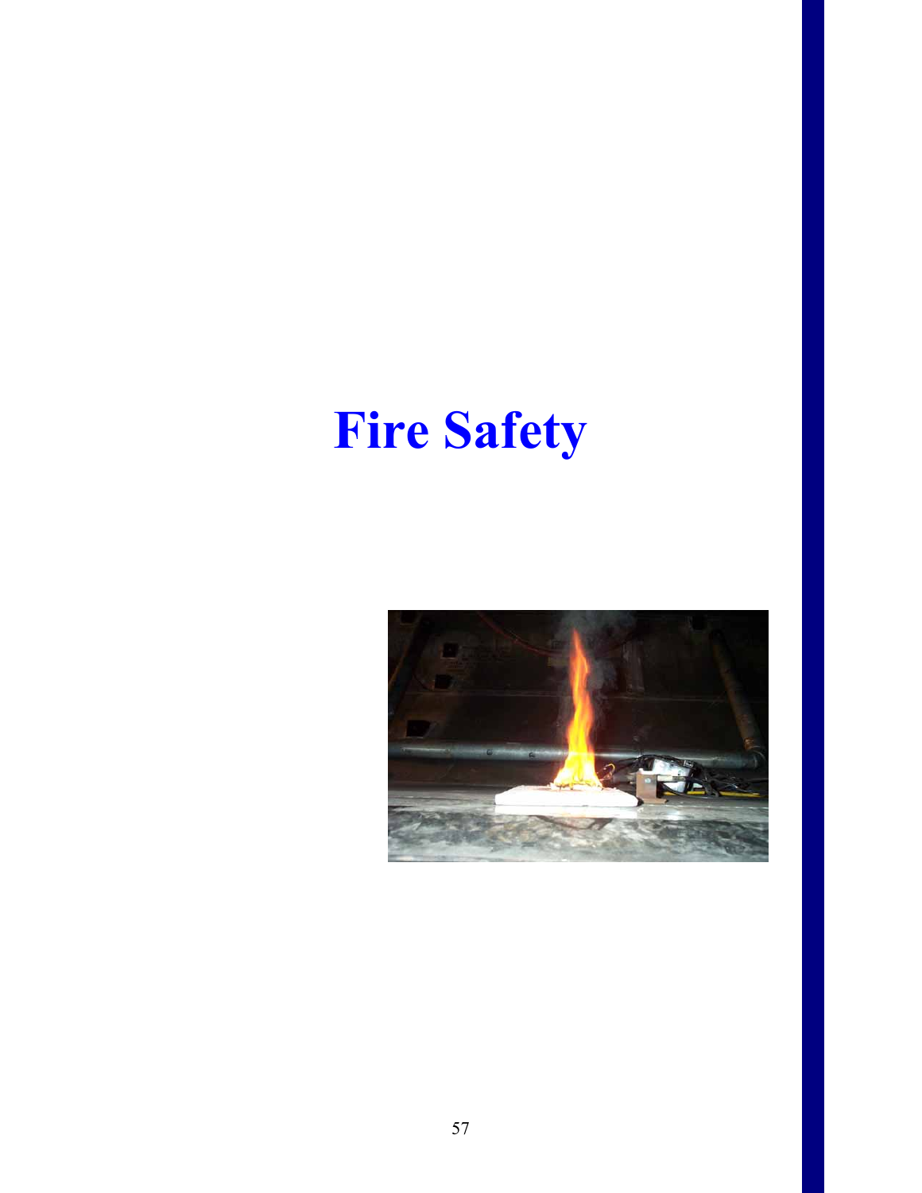# Fire Safety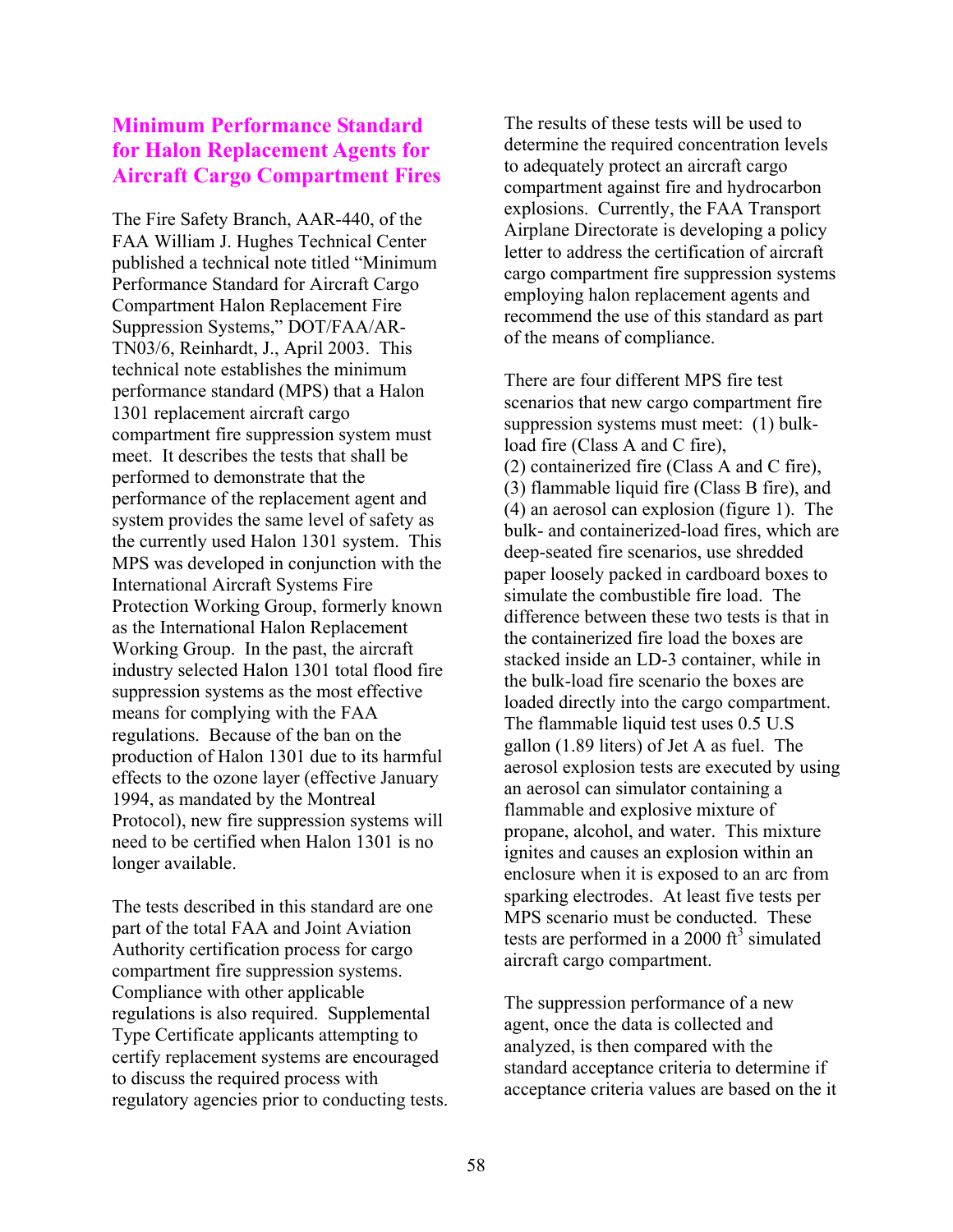## Minimum Performance Standard for Halon Replacement Agents for Aircraft Cargo Compartment Fires

The Fire Safety Branch, AAR-440, of the FAA William J. Hughes Technical Center published a technical note titled "Minimum Performance Standard for Aircraft Cargo Compartment Halon Replacement Fire Suppression Systems," DOT/FAA/AR-TN03/6, Reinhardt, J., April 2003. This technical note establishes the minimum performance standard (MPS) that a Halon 1301 replacement aircraft cargo compartment fire suppression system must meet. It describes the tests that shall be performed to demonstrate that the performance of the replacement agent and system provides the same level of safety as the currently used Halon 1301 system. This MPS was developed in conjunction with the International Aircraft Systems Fire Protection Working Group, formerly known as the International Halon Replacement Working Group. In the past, the aircraft industry selected Halon 1301 total flood fire suppression systems as the most effective means for complying with the FAA regulations. Because of the ban on the production of Halon 1301 due to its harmful effects to the ozone layer (effective January 1994, as mandated by the Montreal Protocol), new fire suppression systems will need to be certified when Halon 1301 is no longer available.

The tests described in this standard are one part of the total FAA and Joint Aviation Authority certification process for cargo compartment fire suppression systems. Compliance with other applicable regulations is also required. Supplemental Type Certificate applicants attempting to certify replacement systems are encouraged to discuss the required process with regulatory agencies prior to conducting tests. The results of these tests will be used to determine the required concentration levels to adequately protect an aircraft cargo compartment against fire and hydrocarbon explosions. Currently, the FAA Transport Airplane Directorate is developing a policy letter to address the certification of aircraft cargo compartment fire suppression systems employing halon replacement agents and recommend the use of this standard as part of the means of compliance.

There are four different MPS fire test scenarios that new cargo compartment fire suppression systems must meet: (1) bulk-load fire (Class A and C fire), (2) containerized fire (Class A and C fire), (3) flammable liquid fire (Class B fire), and (4) an aerosol can explosion (figure 1). The bulk- and containerized-load fires, which are deep-seated fire scenarios, use shredded paper loosely packed in cardboard boxes to simulate the combustible fire load. The difference between these two tests is that in the containerized fire load the boxes are stacked inside an LD-3 container, while in the bulk-load fire scenario the boxes are loaded directly into the cargo compartment. The flammable liquid test uses 0.5 U.S gallon (1.89 liters) of Jet A as fuel. The aerosol explosion tests are executed by using an aerosol can simulator containing a flammable and explosive mixture of propane, alcohol, and water. This mixture ignites and causes an explosion within an enclosure when it is exposed to an arc from sparking electrodes. At least five tests per MPS scenario must be conducted. These tests are performed in a 2000 $ft^3$ simulated aircraft cargo compartment.

The suppression performance of a new agent, once the data is collected and analyzed, is then compared with the standard acceptance criteria to determine if acceptance criteria values are based on the it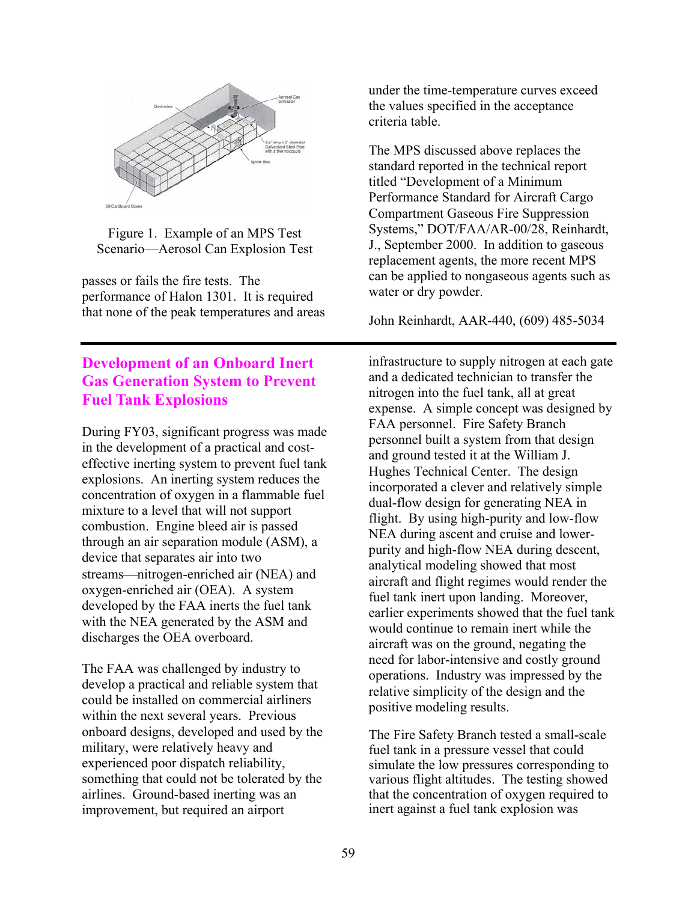Figure 1. Example of an MPS Test Scenario—Aerosol Can Explosion Test

passes or fails the fire tests. The performance of Halon 1301. It is required that none of the peak temperatures and areas under the time-temperature curves exceed the values specified in the acceptance criteria table.

The MPS discussed above replaces the standard reported in the technical report titled "Development of a Minimum Performance Standard for Aircraft Cargo Compartment Gaseous Fire Suppression Systems," DOT/FAA/AR-00/28, Reinhardt, J., September 2000. In addition to gaseous replacement agents, the more recent MPS can be applied to nongaseous agents such as water or dry powder.

John Reinhardt, AAR-440, (609) 485-5034

---

## Development of an Onboard Inert Gas Generation System to Prevent Fuel Tank Explosions

During FY03, significant progress was made in the development of a practical and cost-effective inerting system to prevent fuel tank explosions. An inerting system reduces the concentration of oxygen in a flammable fuel mixture to a level that will not support combustion. Engine bleed air is passed through an air separation module (ASM), a device that separates air into two streams—nitrogen-enriched air (NEA) and oxygen-enriched air (OEA). A system developed by the FAA inerts the fuel tank with the NEA generated by the ASM and discharges the OEA overboard.

The FAA was challenged by industry to develop a practical and reliable system that could be installed on commercial airliners within the next several years. Previous onboard designs, developed and used by the military, were relatively heavy and experienced poor dispatch reliability, something that could not be tolerated by the airlines. Ground-based inerting was an improvement, but required an airport infrastructure to supply nitrogen at each gate and a dedicated technician to transfer the nitrogen into the fuel tank, all at great expense. A simple concept was designed by FAA personnel. Fire Safety Branch personnel built a system from that design and ground tested it at the William J. Hughes Technical Center. The design incorporated a clever and relatively simple dual-flow design for generating NEA in flight. By using high-purity and low-flow NEA during ascent and cruise and lower-purity and high-flow NEA during descent, analytical modeling showed that most aircraft and flight regimes would render the fuel tank inert upon landing. Moreover, earlier experiments showed that the fuel tank would continue to remain inert while the aircraft was on the ground, negating the need for labor-intensive and costly ground operations. Industry was impressed by the relative simplicity of the design and the positive modeling results.

The Fire Safety Branch tested a small-scale fuel tank in a pressure vessel that could simulate the low pressures corresponding to various flight altitudes. The testing showed that the concentration of oxygen required to inert against a fuel tank explosion was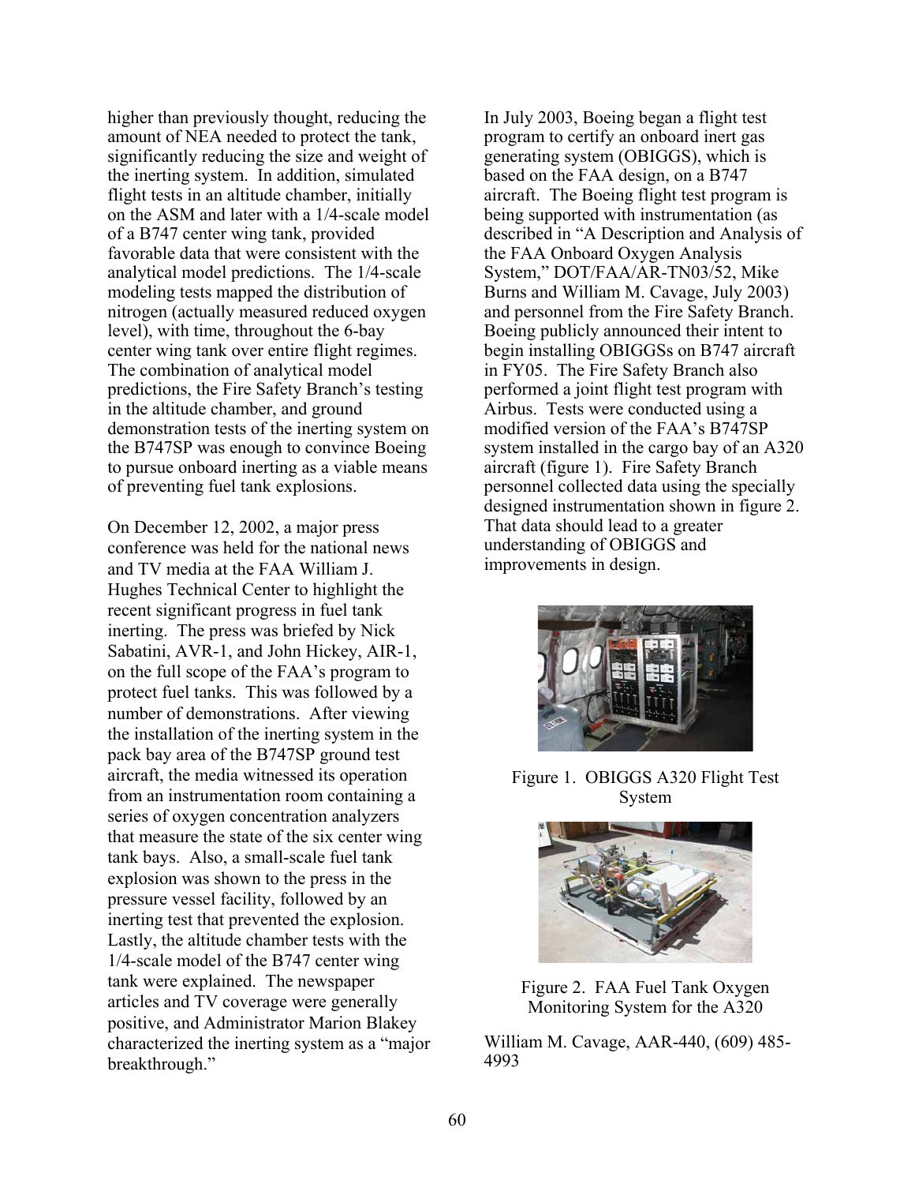higher than previously thought, reducing the amount of NEA needed to protect the tank, significantly reducing the size and weight of the inerting system. In addition, simulated flight tests in an altitude chamber, initially on the ASM and later with a 1/4-scale model of a B747 center wing tank, provided favorable data that were consistent with the analytical model predictions. The 1/4-scale modeling tests mapped the distribution of nitrogen (actually measured reduced oxygen level), with time, throughout the 6-bay center wing tank over entire flight regimes. The combination of analytical model predictions, the Fire Safety Branch's testing in the altitude chamber, and ground demonstration tests of the inerting system on the B747SP was enough to convince Boeing to pursue onboard inerting as a viable means of preventing fuel tank explosions.

On December 12, 2002, a major press conference was held for the national news and TV media at the FAA William J. Hughes Technical Center to highlight the recent significant progress in fuel tank inerting. The press was briefed by Nick Sabatini, AVR-1, and John Hickey, AIR-1, on the full scope of the FAA's program to protect fuel tanks. This was followed by a number of demonstrations. After viewing the installation of the inerting system in the pack bay area of the B747SP ground test aircraft, the media witnessed its operation from an instrumentation room containing a series of oxygen concentration analyzers that measure the state of the six center wing tank bays. Also, a small-scale fuel tank explosion was shown to the press in the pressure vessel facility, followed by an inerting test that prevented the explosion. Lastly, the altitude chamber tests with the 1/4-scale model of the B747 center wing tank were explained. The newspaper articles and TV coverage were generally positive, and Administrator Marion Blakey characterized the inerting system as a "major breakthrough."

In July 2003, Boeing began a flight test program to certify an onboard inert gas generating system (OBIGGS), which is based on the FAA design, on a B747 aircraft. The Boeing flight test program is being supported with instrumentation (as described in "A Description and Analysis of the FAA Onboard Oxygen Analysis System," DOT/FAA/AR-TN03/52, Mike Burns and William M. Cavage, July 2003) and personnel from the Fire Safety Branch. Boeing publicly announced their intent to begin installing OBIGGSs on B747 aircraft in FY05. The Fire Safety Branch also performed a joint flight test program with Airbus. Tests were conducted using a modified version of the FAA's B747SP system installed in the cargo bay of an A320 aircraft (figure 1). Fire Safety Branch personnel collected data using the specially designed instrumentation shown in figure 2. That data should lead to a greater understanding of OBIGGS and improvements in design.

Figure 1. OBIGGS A320 Flight Test System

Figure 2. FAA Fuel Tank Oxygen Monitoring System for the A320

William M. Cavage, AAR-440, (609) 485-4993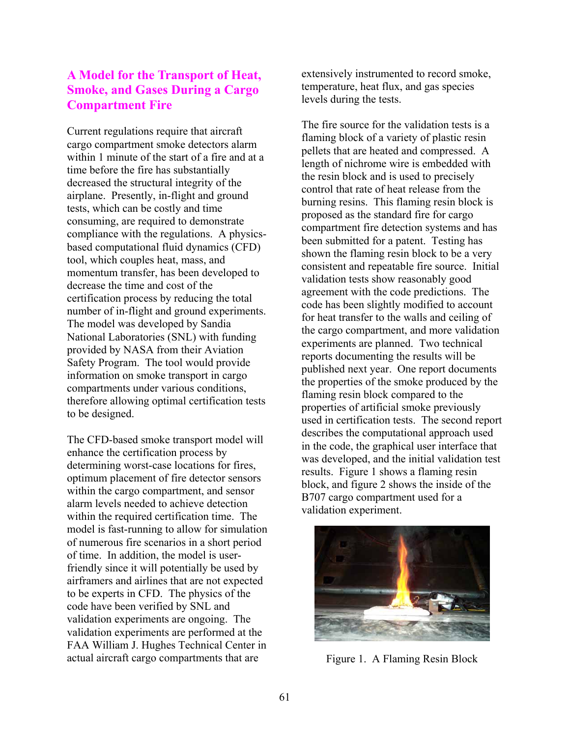## A Model for the Transport of Heat, Smoke, and Gases During a Cargo Compartment Fire

Current regulations require that aircraft cargo compartment smoke detectors alarm within 1 minute of the start of a fire and at a time before the fire has substantially decreased the structural integrity of the airplane. Presently, in-flight and ground tests, which can be costly and time consuming, are required to demonstrate compliance with the regulations. A physics-based computational fluid dynamics (CFD) tool, which couples heat, mass, and momentum transfer, has been developed to decrease the time and cost of the certification process by reducing the total number of in-flight and ground experiments. The model was developed by Sandia National Laboratories (SNL) with funding provided by NASA from their Aviation Safety Program. The tool would provide information on smoke transport in cargo compartments under various conditions, therefore allowing optimal certification tests to be designed.

The CFD-based smoke transport model will enhance the certification process by determining worst-case locations for fires, optimum placement of fire detector sensors within the cargo compartment, and sensor alarm levels needed to achieve detection within the required certification time. The model is fast-running to allow for simulation of numerous fire scenarios in a short period of time. In addition, the model is user-friendly since it will potentially be used by airframers and airlines that are not expected to be experts in CFD. The physics of the code have been verified by SNL and validation experiments are ongoing. The validation experiments are performed at the FAA William J. Hughes Technical Center in actual aircraft cargo compartments that are extensively instrumented to record smoke, temperature, heat flux, and gas species levels during the tests.

The fire source for the validation tests is a flaming block of a variety of plastic resin pellets that are heated and compressed. A length of nichrome wire is embedded with the resin block and is used to precisely control that rate of heat release from the burning resins. This flaming resin block is proposed as the standard fire for cargo compartment fire detection systems and has been submitted for a patent. Testing has shown the flaming resin block to be a very consistent and repeatable fire source. Initial validation tests show reasonably good agreement with the code predictions. The code has been slightly modified to account for heat transfer to the walls and ceiling of the cargo compartment, and more validation experiments are planned. Two technical reports documenting the results will be published next year. One report documents the properties of the smoke produced by the flaming resin block compared to the properties of artificial smoke previously used in certification tests. The second report describes the computational approach used in the code, the graphical user interface that was developed, and the initial validation test results. Figure 1 shows a flaming resin block, and figure 2 shows the inside of the B707 cargo compartment used for a validation experiment.

Figure 1. A Flaming Resin Block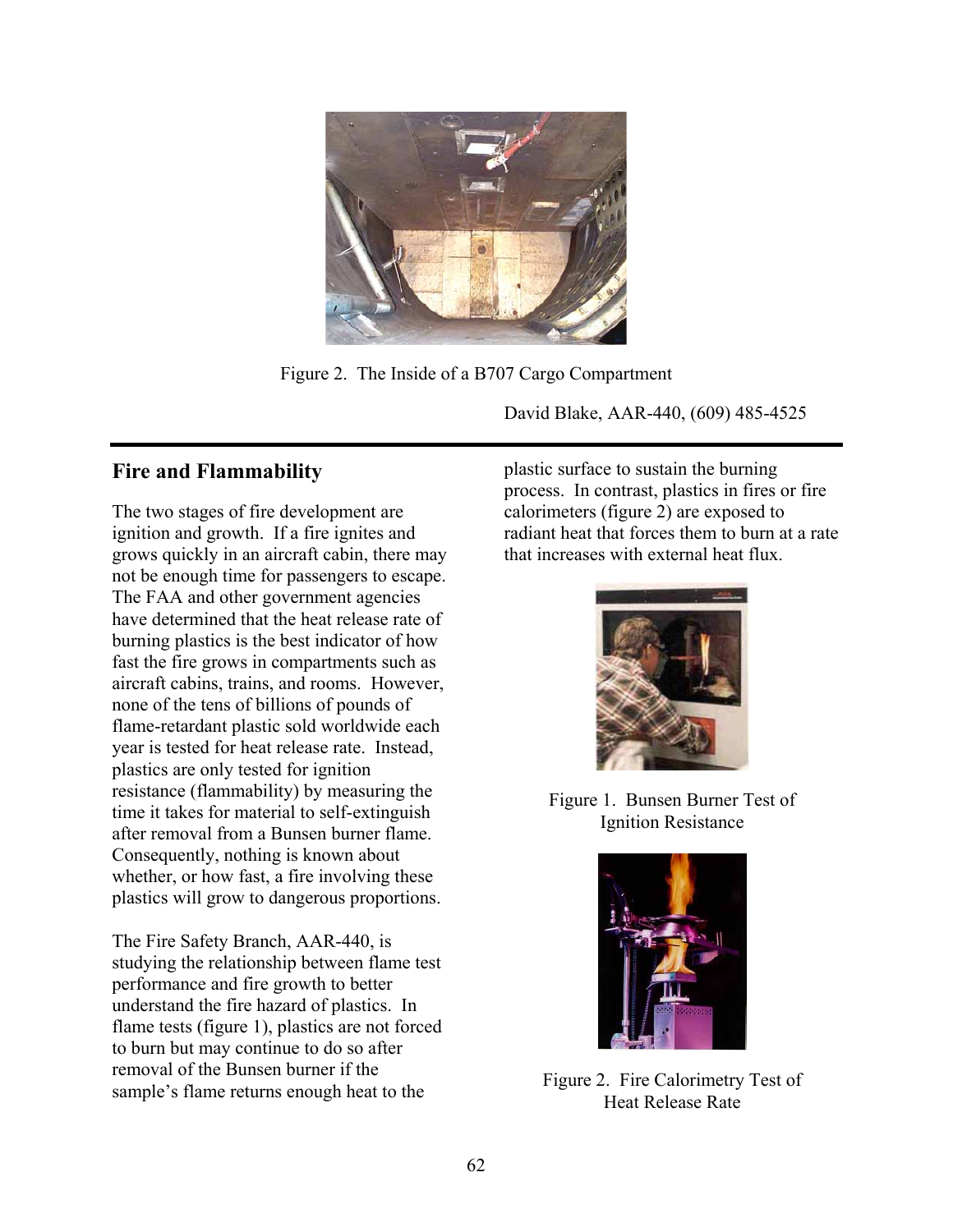Figure 2. The Inside of a B707 Cargo Compartment

David Blake, AAR-440, (609) 485-4525

## Fire and Flammability

The two stages of fire development are ignition and growth. If a fire ignites and grows quickly in an aircraft cabin, there may not be enough time for passengers to escape. The FAA and other government agencies have determined that the heat release rate of burning plastics is the best indicator of how fast the fire grows in compartments such as aircraft cabins, trains, and rooms. However, none of the tens of billions of pounds of flame-retardant plastic sold worldwide each year is tested for heat release rate. Instead, plastics are only tested for ignition resistance (flammability) by measuring the time it takes for material to self-extinguish after removal from a Bunsen burner flame. Consequently, nothing is known about whether, or how fast, a fire involving these plastics will grow to dangerous proportions.

The Fire Safety Branch, AAR-440, is studying the relationship between flame test performance and fire growth to better understand the fire hazard of plastics. In flame tests (figure 1), plastics are not forced to burn but may continue to do so after removal of the Bunsen burner if the sample's flame returns enough heat to the plastic surface to sustain the burning process. In contrast, plastics in fires or fire calorimeters (figure 2) are exposed to radiant heat that forces them to burn at a rate that increases with external heat flux.

Figure 1. Bunsen Burner Test of Ignition Resistance

Figure 2. Fire Calorimetry Test of Heat Release Rate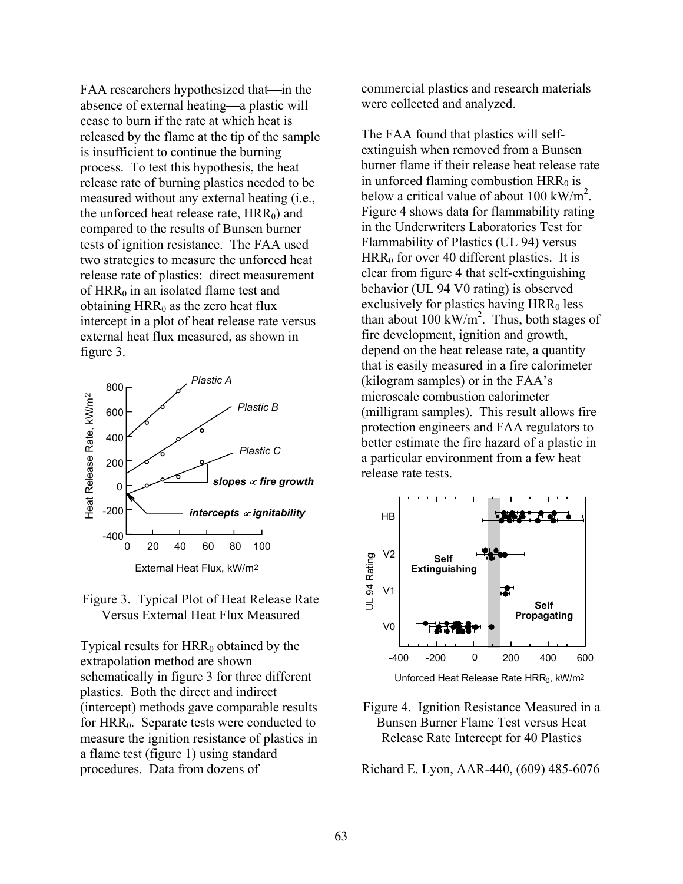FAA researchers hypothesized that—in the absence of external heating—a plastic will cease to burn if the rate at which heat is released by the flame at the tip of the sample is insufficient to continue the burning process. To test this hypothesis, the heat release rate of burning plastics needed to be measured without any external heating (i.e., the unforced heat release rate, $HRR_0$) and compared to the results of Bunsen burner tests of ignition resistance. The FAA used two strategies to measure the unforced heat release rate of plastics: direct measurement of $HRR_0$ in an isolated flame test and obtaining $HRR_0$ as the zero heat flux intercept in a plot of heat release rate versus external heat flux measured, as shown in figure 3.

Figure 3. Typical Plot of Heat Release Rate Versus External Heat Flux Measured

Typical results for $HRR_0$ obtained by the extrapolation method are shown schematically in figure 3 for three different plastics. Both the direct and indirect (intercept) methods gave comparable results for $HRR_0$. Separate tests were conducted to measure the ignition resistance of plastics in a flame test (figure 1) using standard procedures. Data from dozens of commercial plastics and research materials were collected and analyzed.

The FAA found that plastics will self-extinguish when removed from a Bunsen burner flame if their release heat release rate in unforced flaming combustion $HRR_0$ is below a critical value of about 100 $kW/m^2$. Figure 4 shows data for flammability rating in the Underwriters Laboratories Test for Flammability of Plastics (UL 94) versus $HRR_0$ for over 40 different plastics. It is clear from figure 4 that self-extinguishing behavior (UL 94 V0 rating) is observed exclusively for plastics having $HRR_0$ less than about 100 $kW/m^2$. Thus, both stages of fire development, ignition and growth, depend on the heat release rate, a quantity that is easily measured in a fire calorimeter (kilogram samples) or in the FAA's microscale combustion calorimeter (milligram samples). This result allows fire protection engineers and FAA regulators to better estimate the fire hazard of a plastic in a particular environment from a few heat release rate tests.

Figure 4. Ignition Resistance Measured in a Bunsen Burner Flame Test versus Heat Release Rate Intercept for 40 Plastics

Richard E. Lyon, AAR-440, (609) 485-6076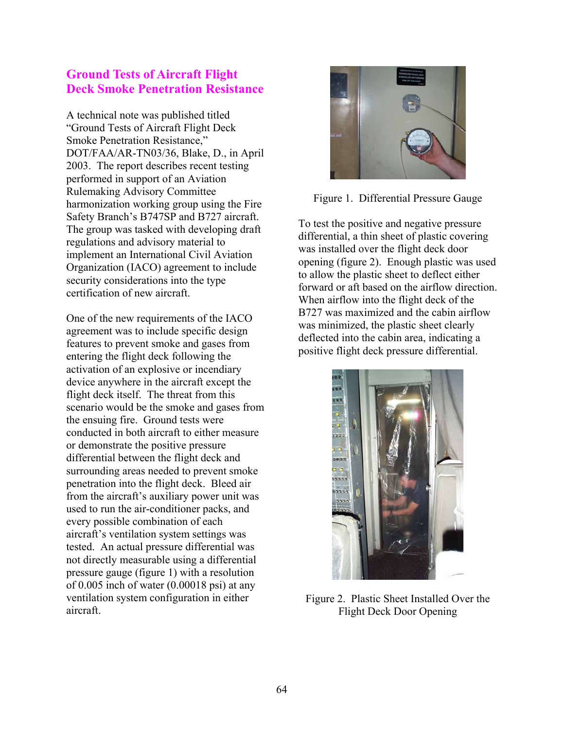## Ground Tests of Aircraft Flight Deck Smoke Penetration Resistance

A technical note was published titled "Ground Tests of Aircraft Flight Deck Smoke Penetration Resistance," DOT/FAA/AR-TN03/36, Blake, D., in April 2003. The report describes recent testing performed in support of an Aviation Rulemaking Advisory Committee harmonization working group using the Fire Safety Branch's B747SP and B727 aircraft. The group was tasked with developing draft regulations and advisory material to implement an International Civil Aviation Organization (IACO) agreement to include security considerations into the type certification of new aircraft.

One of the new requirements of the IACO agreement was to include specific design features to prevent smoke and gases from entering the flight deck following the activation of an explosive or incendiary device anywhere in the aircraft except the flight deck itself. The threat from this scenario would be the smoke and gases from the ensuing fire. Ground tests were conducted in both aircraft to either measure or demonstrate the positive pressure differential between the flight deck and surrounding areas needed to prevent smoke penetration into the flight deck. Bleed air from the aircraft's auxiliary power unit was used to run the air-conditioner packs, and every possible combination of each aircraft's ventilation system settings was tested. An actual pressure differential was not directly measurable using a differential pressure gauge (figure 1) with a resolution of 0.005 inch of water (0.00018 psi) at any ventilation system configuration in either aircraft.

Figure 1. Differential Pressure Gauge

To test the positive and negative pressure differential, a thin sheet of plastic covering was installed over the flight deck door opening (figure 2). Enough plastic was used to allow the plastic sheet to deflect either forward or aft based on the airflow direction. When airflow into the flight deck of the B727 was maximized and the cabin airflow was minimized, the plastic sheet clearly deflected into the cabin area, indicating a positive flight deck pressure differential.

Figure 2. Plastic Sheet Installed Over the Flight Deck Door Opening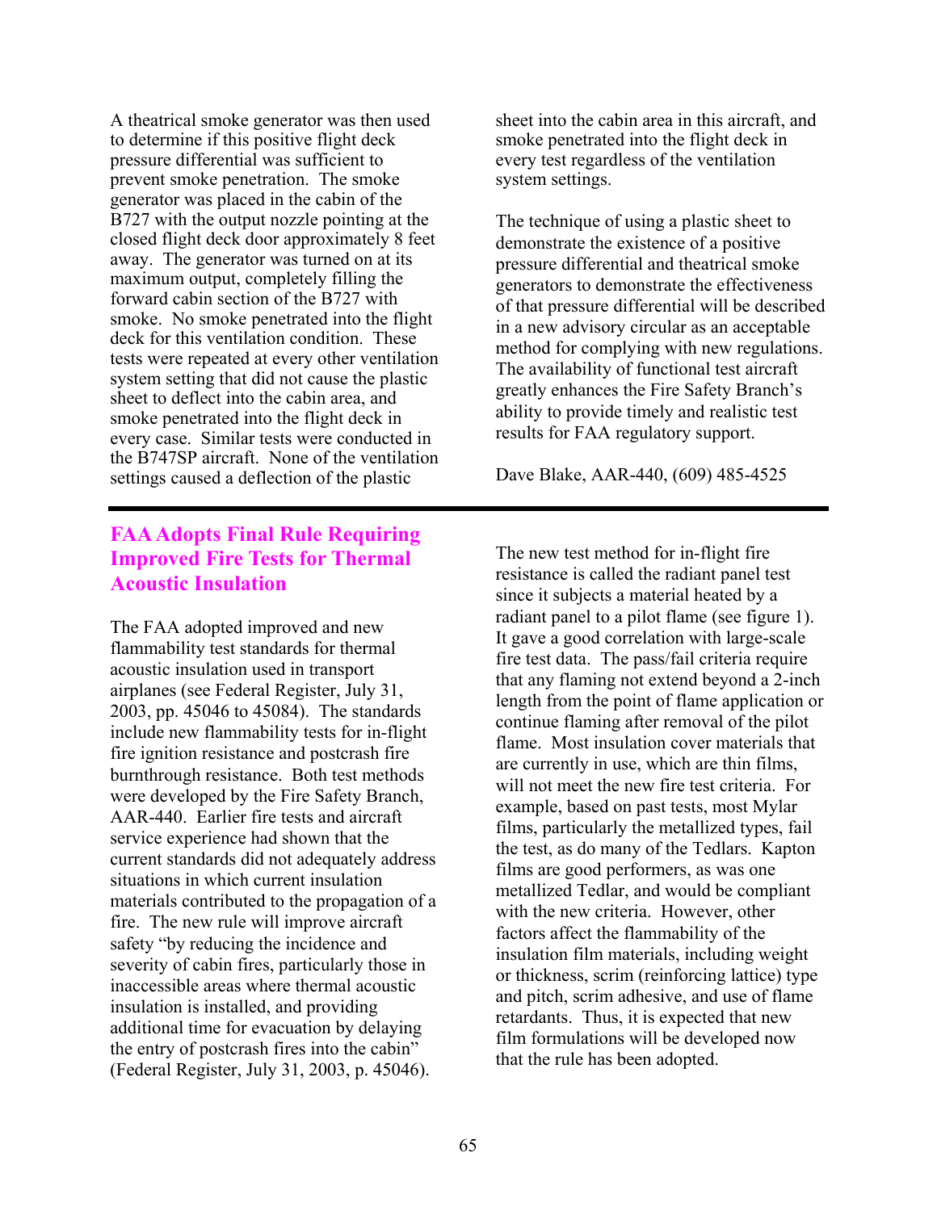A theatrical smoke generator was then used to determine if this positive flight deck pressure differential was sufficient to prevent smoke penetration. The smoke generator was placed in the cabin of the B727 with the output nozzle pointing at the closed flight deck door approximately 8 feet away. The generator was turned on at its maximum output, completely filling the forward cabin section of the B727 with smoke. No smoke penetrated into the flight deck for this ventilation condition. These tests were repeated at every other ventilation system setting that did not cause the plastic sheet to deflect into the cabin area, and smoke penetrated into the flight deck in every case. Similar tests were conducted in the B747SP aircraft. None of the ventilation settings caused a deflection of the plastic sheet into the cabin area in this aircraft, and smoke penetrated into the flight deck in every test regardless of the ventilation system settings.

The technique of using a plastic sheet to demonstrate the existence of a positive pressure differential and theatrical smoke generators to demonstrate the effectiveness of that pressure differential will be described in a new advisory circular as an acceptable method for complying with new regulations. The availability of functional test aircraft greatly enhances the Fire Safety Branch's ability to provide timely and realistic test results for FAA regulatory support.

Dave Blake, AAR-440, (609) 485-4525

---

## FAA Adopts Final Rule Requiring Improved Fire Tests for Thermal Acoustic Insulation

The FAA adopted improved and new flammability test standards for thermal acoustic insulation used in transport airplanes (see Federal Register, July 31, 2003, pp. 45046 to 45084). The standards include new flammability tests for in-flight fire ignition resistance and postcrash fire burnthrough resistance. Both test methods were developed by the Fire Safety Branch, AAR-440. Earlier fire tests and aircraft service experience had shown that the current standards did not adequately address situations in which current insulation materials contributed to the propagation of a fire. The new rule will improve aircraft safety "by reducing the incidence and severity of cabin fires, particularly those in inaccessible areas where thermal acoustic insulation is installed, and providing additional time for evacuation by delaying the entry of postcrash fires into the cabin" (Federal Register, July 31, 2003, p. 45046).

The new test method for in-flight fire resistance is called the radiant panel test since it subjects a material heated by a radiant panel to a pilot flame (see figure 1). It gave a good correlation with large-scale fire test data. The pass/fail criteria require that any flaming not extend beyond a 2-inch length from the point of flame application or continue flaming after removal of the pilot flame. Most insulation cover materials that are currently in use, which are thin films, will not meet the new fire test criteria. For example, based on past tests, most Mylar films, particularly the metallized types, fail the test, as do many of the Tedlars. Kapton films are good performers, as was one metallized Tedlar, and would be compliant with the new criteria. However, other factors affect the flammability of the insulation film materials, including weight or thickness, scrim (reinforcing lattice) type and pitch, scrim adhesive, and use of flame retardants. Thus, it is expected that new film formulations will be developed now that the rule has been adopted.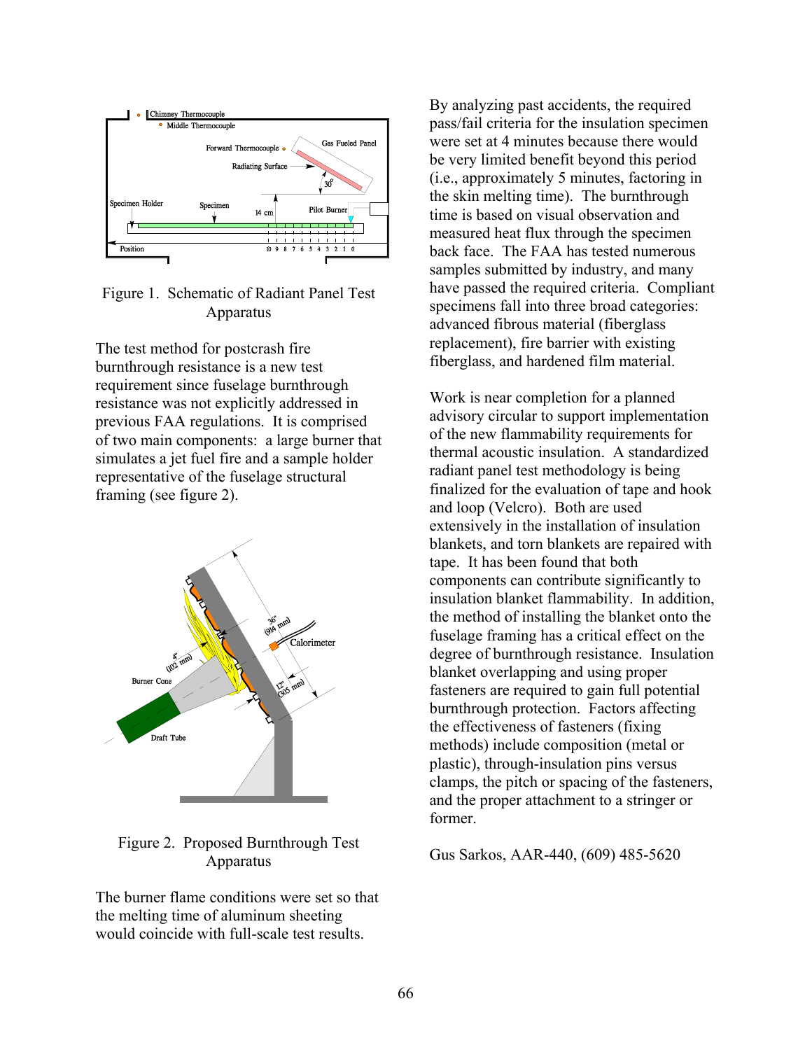Chimney Thermocouple
Middle Thermocouple
Forward Thermocouple
Gas Fueled Panel
Radiating Surface
30°
Specimen Holder
Specimen
14 cm
Pilot Burner
Position
10 9 8 7 6 5 4 3 2 1 0

Figure 1. Schematic of Radiant Panel Test Apparatus

The test method for postcrash fire burnthrough resistance is a new test requirement since fuselage burnthrough resistance was not explicitly addressed in previous FAA regulations. It is comprised of two main components: a large burner that simulates a jet fuel fire and a sample holder representative of the fuselage structural framing (see figure 2).

36" (914 mm)
Calorimeter
4" (102 mm)
Burner Cone
12" (305 mm)
Draft Tube

Figure 2. Proposed Burnthrough Test Apparatus

The burner flame conditions were set so that the melting time of aluminum sheeting would coincide with full-scale test results.

By analyzing past accidents, the required pass/fail criteria for the insulation specimen were set at 4 minutes because there would be very limited benefit beyond this period (i.e., approximately 5 minutes, factoring in the skin melting time). The burnthrough time is based on visual observation and measured heat flux through the specimen back face. The FAA has tested numerous samples submitted by industry, and many have passed the required criteria. Compliant specimens fall into three broad categories: advanced fibrous material (fiberglass replacement), fire barrier with existing fiberglass, and hardened film material.

Work is near completion for a planned advisory circular to support implementation of the new flammability requirements for thermal acoustic insulation. A standardized radiant panel test methodology is being finalized for the evaluation of tape and hook and loop (Velcro). Both are used extensively in the installation of insulation blankets, and torn blankets are repaired with tape. It has been found that both components can contribute significantly to insulation blanket flammability. In addition, the method of installing the blanket onto the fuselage framing has a critical effect on the degree of burnthrough resistance. Insulation blanket overlapping and using proper fasteners are required to gain full potential burnthrough protection. Factors affecting the effectiveness of fasteners (fixing methods) include composition (metal or plastic), through-insulation pins versus clamps, the pitch or spacing of the fasteners, and the proper attachment to a stringer or former.

Gus Sarkos, AAR-440, (609) 485-5620